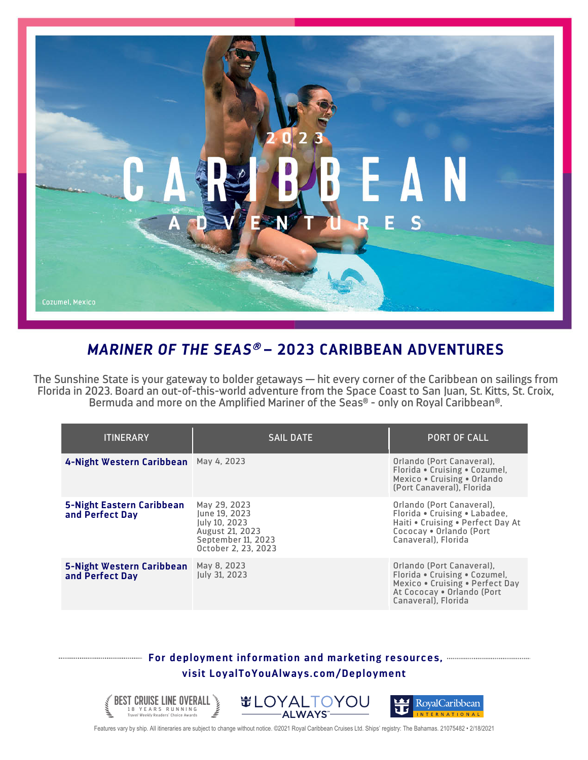2023

# CARIBBEAN

ADVENTURES

Cozumel, Mexico

## *MARINER OF THE SEAS®* – 2023 CARIBBEAN ADVENTURES

The Sunshine State is your gateway to bolder getaways — hit every corner of the Caribbean on sailings from Florida in 2023. Board an out-of-this-world adventure from the Space Coast to San Juan, St. Kitts, St. Croix, Bermuda and more on the Amplified Mariner of the Seas® - only on Royal Caribbean®.

| ITINERARY | SAIL DATE | PORT OF CALL |
|---|---|---|
| **4-Night Western Caribbean** | May 4, 2023 | Orlando (Port Canaveral), Florida • Cruising • Cozumel, Mexico • Cruising • Orlando (Port Canaveral), Florida |
| **5-Night Eastern Caribbean and Perfect Day** | May 29, 2023<br>June 19, 2023<br>July 10, 2023<br>August 21, 2023<br>September 11, 2023<br>October 2, 23, 2023 | Orlando (Port Canaveral), Florida • Cruising • Labadee, Haiti • Cruising • Perfect Day At Cococay • Orlando (Port Canaveral), Florida |
| **5-Night Western Caribbean and Perfect Day** | May 8, 2023<br>July 31, 2023 | Orlando (Port Canaveral), Florida • Cruising • Cozumel, Mexico • Cruising • Perfect Day At Cococay • Orlando (Port Canaveral), Florida |

**For deployment information and marketing resources, visit LoyalToYouAlways.com/Deployment**

BEST CRUISE LINE OVERALL – 18 YEARS RUNNING – Travel Weekly Readers' Choice Awards

LOYALTOYOU ALWAYS™

Royal Caribbean INTERNATIONAL

Features vary by ship. All itineraries are subject to change without notice. ©2021 Royal Caribbean Cruises Ltd. Ships' registry: The Bahamas. 21075482 • 2/18/2021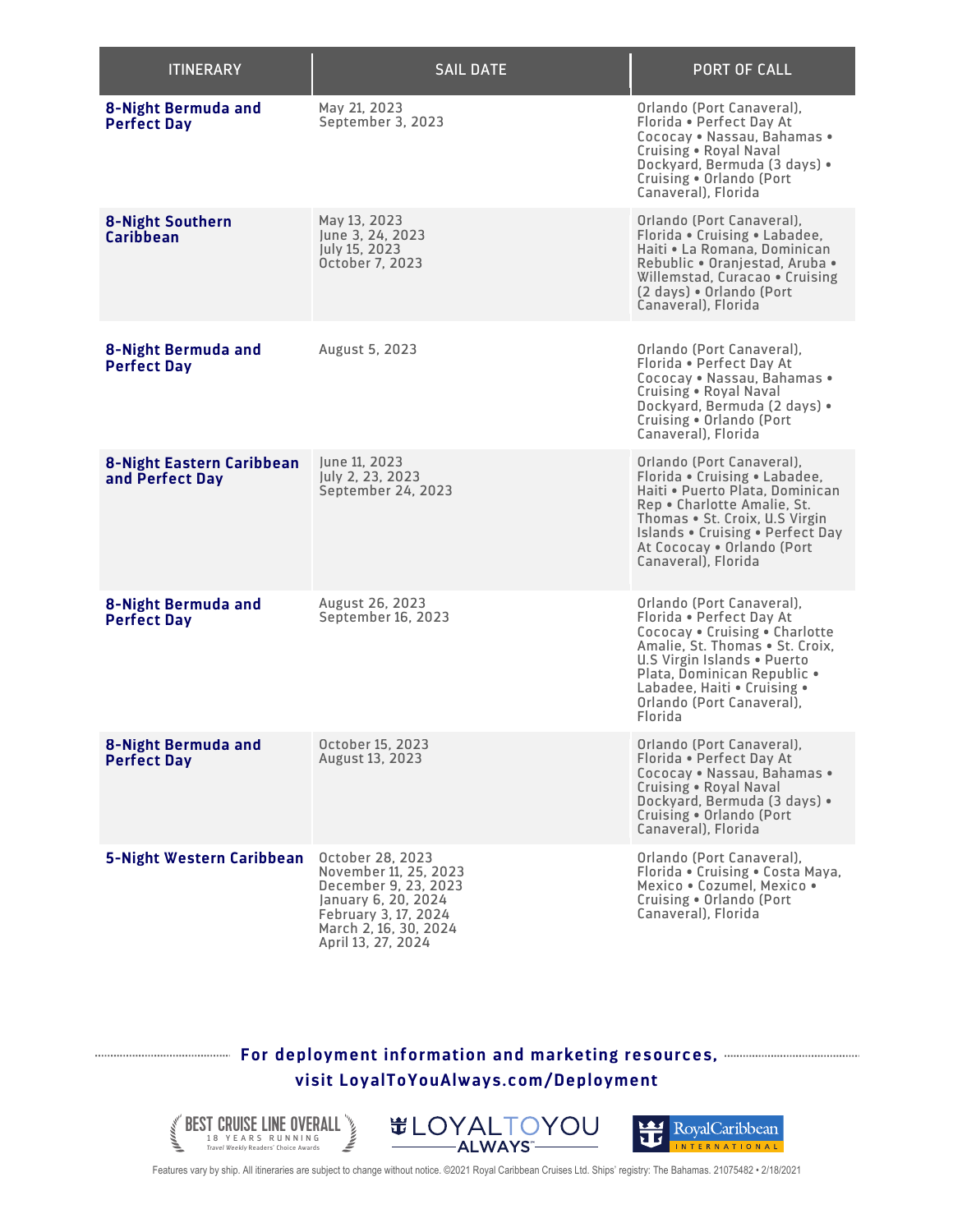| ITINERARY | SAIL DATE | PORT OF CALL |
|---|---|---|
| **8-Night Bermuda and Perfect Day** | May 21, 2023<br>September 3, 2023 | Orlando (Port Canaveral), Florida • Perfect Day At Cococay • Nassau, Bahamas • Cruising • Royal Naval Dockyard, Bermuda (3 days) • Cruising • Orlando (Port Canaveral), Florida |
| **8-Night Southern Caribbean** | May 13, 2023<br>June 3, 24, 2023<br>July 15, 2023<br>October 7, 2023 | Orlando (Port Canaveral), Florida • Cruising • Labadee, Haiti • La Romana, Dominican Rebublic • Oranjestad, Aruba • Willemstad, Curacao • Cruising (2 days) • Orlando (Port Canaveral), Florida |
| **8-Night Bermuda and Perfect Day** | August 5, 2023 | Orlando (Port Canaveral), Florida • Perfect Day At Cococay • Nassau, Bahamas • Cruising • Royal Naval Dockyard, Bermuda (2 days) • Cruising • Orlando (Port Canaveral), Florida |
| **8-Night Eastern Caribbean and Perfect Day** | June 11, 2023<br>July 2, 23, 2023<br>September 24, 2023 | Orlando (Port Canaveral), Florida • Cruising • Labadee, Haiti • Puerto Plata, Dominican Rep • Charlotte Amalie, St. Thomas • St. Croix, U.S Virgin Islands • Cruising • Perfect Day At Cococay • Orlando (Port Canaveral), Florida |
| **8-Night Bermuda and Perfect Day** | August 26, 2023<br>September 16, 2023 | Orlando (Port Canaveral), Florida • Perfect Day At Cococay • Cruising • Charlotte Amalie, St. Thomas • St. Croix, U.S Virgin Islands • Puerto Plata, Dominican Republic • Labadee, Haiti • Cruising • Orlando (Port Canaveral), Florida |
| **8-Night Bermuda and Perfect Day** | October 15, 2023<br>August 13, 2023 | Orlando (Port Canaveral), Florida • Perfect Day At Cococay • Nassau, Bahamas • Cruising • Royal Naval Dockyard, Bermuda (3 days) • Cruising • Orlando (Port Canaveral), Florida |
| **5-Night Western Caribbean** | October 28, 2023<br>November 11, 25, 2023<br>December 9, 23, 2023<br>January 6, 20, 2024<br>February 3, 17, 2024<br>March 2, 16, 30, 2024<br>April 13, 27, 2024 | Orlando (Port Canaveral), Florida • Cruising • Costa Maya, Mexico • Cozumel, Mexico • Cruising • Orlando (Port Canaveral), Florida |

**For deployment information and marketing resources, visit LoyalToYouAlways.com/Deployment**

BEST CRUISE LINE OVERALL
18 YEARS RUNNING
Travel Weekly Readers' Choice Awards

LOYAL TO YOU ALWAYS

Royal Caribbean INTERNATIONAL

Features vary by ship. All itineraries are subject to change without notice. ©2021 Royal Caribbean Cruises Ltd. Ships' registry: The Bahamas. 21075482 • 2/18/2021